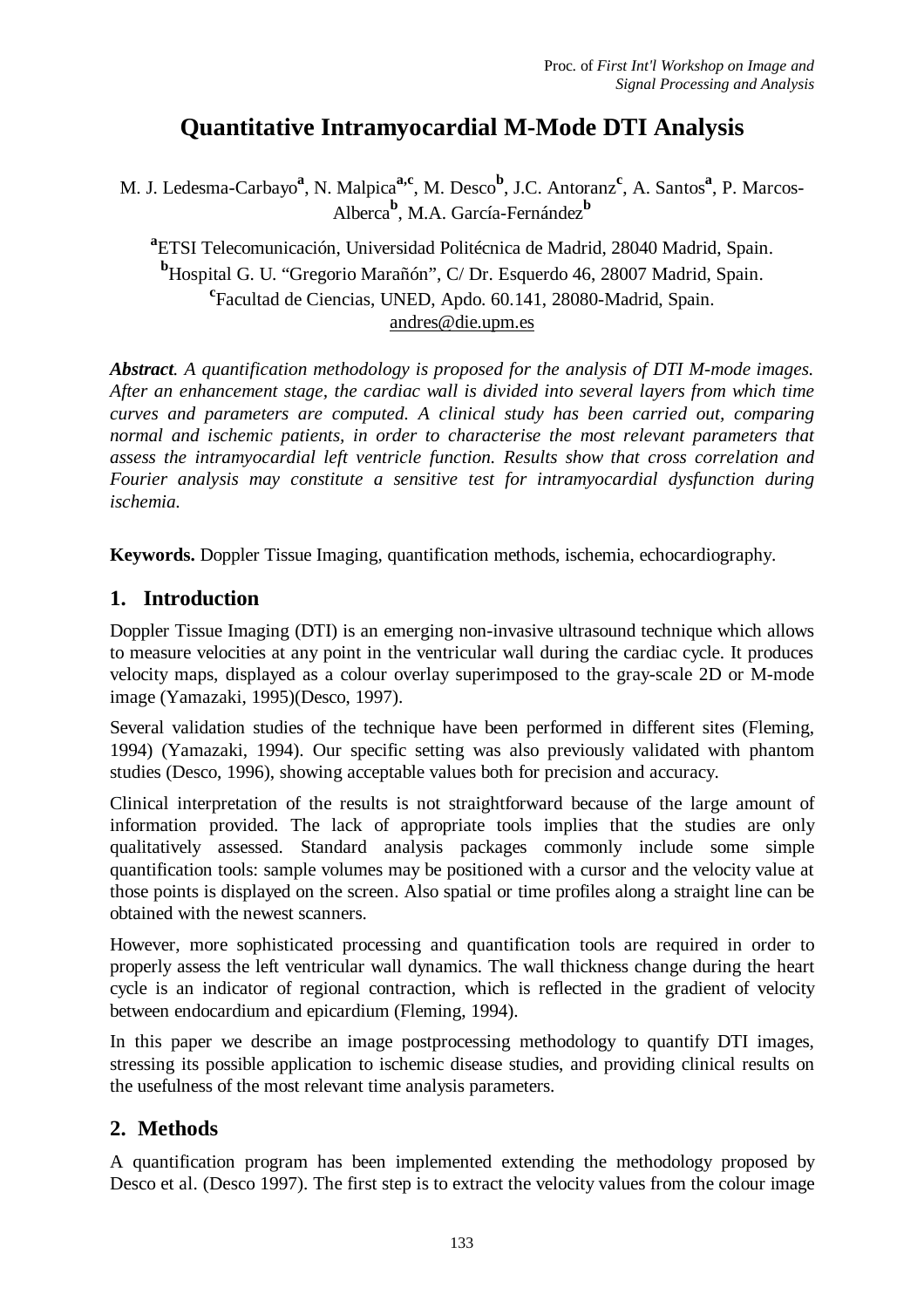# Quantitative Intramyocardial M-Mode DTI Analysis

M. J. Ledesma-Carbayo[a], N. Malpica[a,c], M. Desco[b], J.C. Antoranz[c], A. Santos[a], P. Marcos-Alberca[b], M.A. García-Fernández[b]

[a]ETSI Telecomunicación, Universidad Politécnica de Madrid, 28040 Madrid, Spain.
[b]Hospital G. U. "Gregorio Marañón", C/ Dr. Esquerdo 46, 28007 Madrid, Spain.
[c]Facultad de Ciencias, UNED, Apdo. 60.141, 28080-Madrid, Spain.
andres@die.upm.es

***Abstract**. A quantification methodology is proposed for the analysis of DTI M-mode images. After an enhancement stage, the cardiac wall is divided into several layers from which time curves and parameters are computed. A clinical study has been carried out, comparing normal and ischemic patients, in order to characterise the most relevant parameters that assess the intramyocardial left ventricle function. Results show that cross correlation and Fourier analysis may constitute a sensitive test for intramyocardial dysfunction during ischemia.*

**Keywords.** Doppler Tissue Imaging, quantification methods, ischemia, echocardiography.

## 1. Introduction

Doppler Tissue Imaging (DTI) is an emerging non-invasive ultrasound technique which allows to measure velocities at any point in the ventricular wall during the cardiac cycle. It produces velocity maps, displayed as a colour overlay superimposed to the gray-scale 2D or M-mode image (Yamazaki, 1995)(Desco, 1997).

Several validation studies of the technique have been performed in different sites (Fleming, 1994) (Yamazaki, 1994). Our specific setting was also previously validated with phantom studies (Desco, 1996), showing acceptable values both for precision and accuracy.

Clinical interpretation of the results is not straightforward because of the large amount of information provided. The lack of appropriate tools implies that the studies are only qualitatively assessed. Standard analysis packages commonly include some simple quantification tools: sample volumes may be positioned with a cursor and the velocity value at those points is displayed on the screen. Also spatial or time profiles along a straight line can be obtained with the newest scanners.

However, more sophisticated processing and quantification tools are required in order to properly assess the left ventricular wall dynamics. The wall thickness change during the heart cycle is an indicator of regional contraction, which is reflected in the gradient of velocity between endocardium and epicardium (Fleming, 1994).

In this paper we describe an image postprocessing methodology to quantify DTI images, stressing its possible application to ischemic disease studies, and providing clinical results on the usefulness of the most relevant time analysis parameters.

## 2. Methods

A quantification program has been implemented extending the methodology proposed by Desco et al. (Desco 1997). The first step is to extract the velocity values from the colour image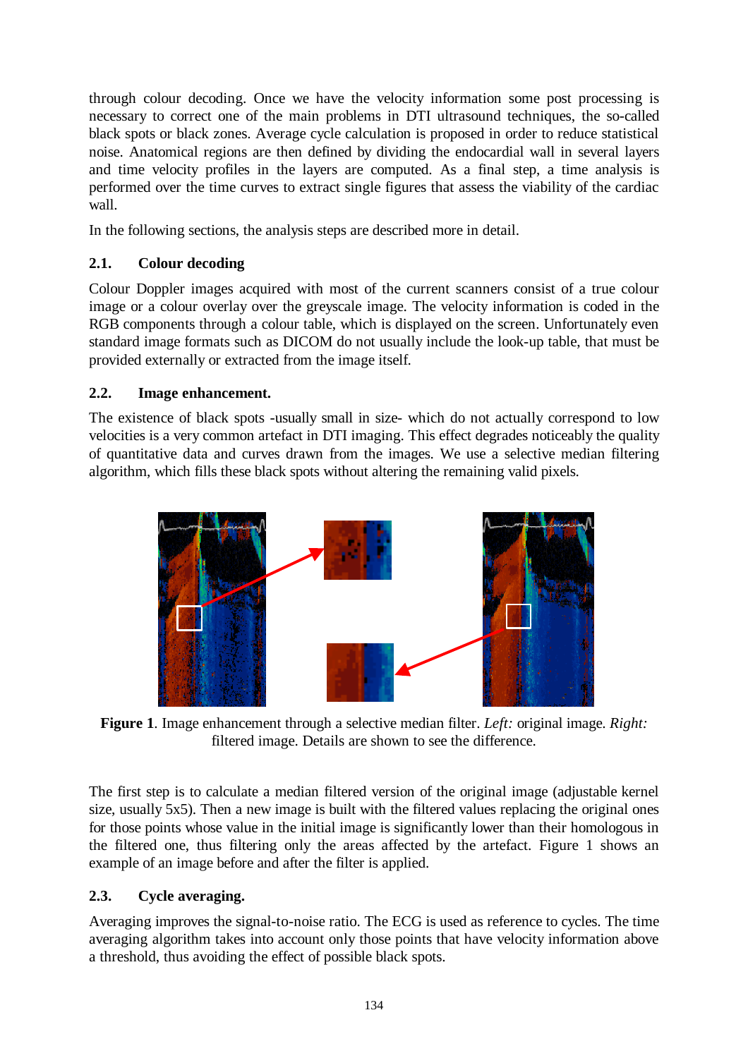through colour decoding. Once we have the velocity information some post processing is necessary to correct one of the main problems in DTI ultrasound techniques, the so-called black spots or black zones. Average cycle calculation is proposed in order to reduce statistical noise. Anatomical regions are then defined by dividing the endocardial wall in several layers and time velocity profiles in the layers are computed. As a final step, a time analysis is performed over the time curves to extract single figures that assess the viability of the cardiac wall.

In the following sections, the analysis steps are described more in detail.

### 2.1. Colour decoding

Colour Doppler images acquired with most of the current scanners consist of a true colour image or a colour overlay over the greyscale image. The velocity information is coded in the RGB components through a colour table, which is displayed on the screen. Unfortunately even standard image formats such as DICOM do not usually include the look-up table, that must be provided externally or extracted from the image itself.

### 2.2. Image enhancement.

The existence of black spots -usually small in size- which do not actually correspond to low velocities is a very common artefact in DTI imaging. This effect degrades noticeably the quality of quantitative data and curves drawn from the images. We use a selective median filtering algorithm, which fills these black spots without altering the remaining valid pixels.

**Figure 1**. Image enhancement through a selective median filter. *Left:* original image. *Right:* filtered image. Details are shown to see the difference.

The first step is to calculate a median filtered version of the original image (adjustable kernel size, usually 5x5). Then a new image is built with the filtered values replacing the original ones for those points whose value in the initial image is significantly lower than their homologous in the filtered one, thus filtering only the areas affected by the artefact. Figure 1 shows an example of an image before and after the filter is applied.

### 2.3. Cycle averaging.

Averaging improves the signal-to-noise ratio. The ECG is used as reference to cycles. The time averaging algorithm takes into account only those points that have velocity information above a threshold, thus avoiding the effect of possible black spots.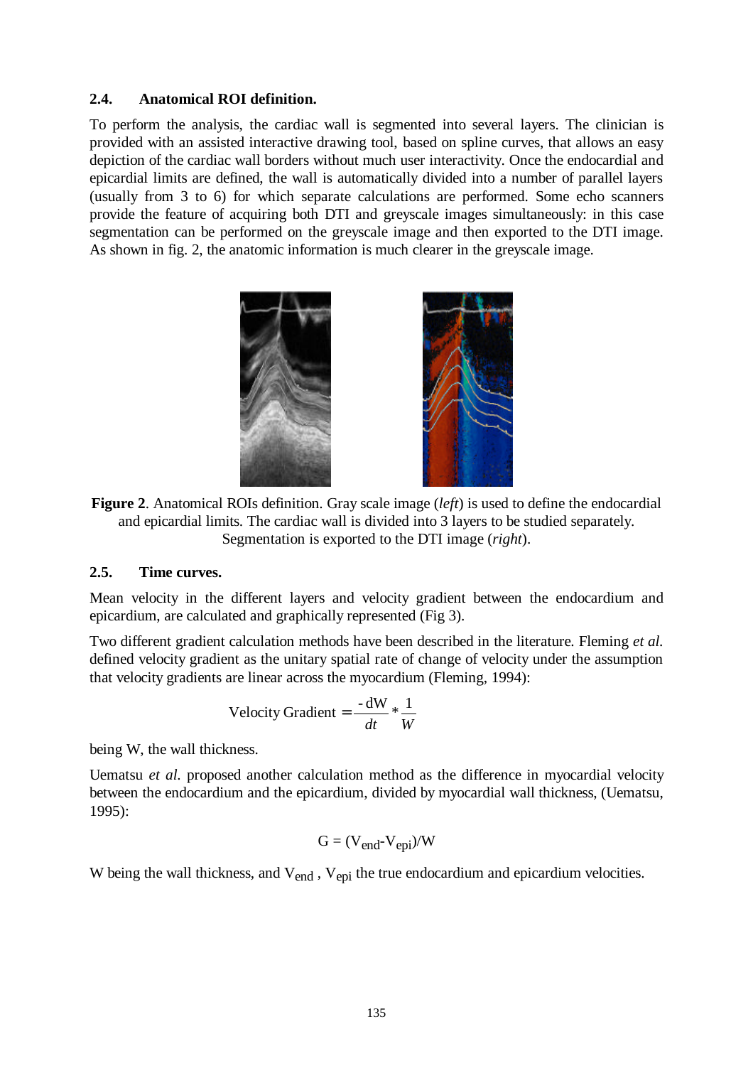### 2.4. Anatomical ROI definition.

To perform the analysis, the cardiac wall is segmented into several layers. The clinician is provided with an assisted interactive drawing tool, based on spline curves, that allows an easy depiction of the cardiac wall borders without much user interactivity. Once the endocardial and epicardial limits are defined, the wall is automatically divided into a number of parallel layers (usually from 3 to 6) for which separate calculations are performed. Some echo scanners provide the feature of acquiring both DTI and greyscale images simultaneously: in this case segmentation can be performed on the greyscale image and then exported to the DTI image. As shown in fig. 2, the anatomic information is much clearer in the greyscale image.

**Figure 2**. Anatomical ROIs definition. Gray scale image (*left*) is used to define the endocardial and epicardial limits. The cardiac wall is divided into 3 layers to be studied separately. Segmentation is exported to the DTI image (*right*).

### 2.5. Time curves.

Mean velocity in the different layers and velocity gradient between the endocardium and epicardium, are calculated and graphically represented (Fig 3).

Two different gradient calculation methods have been described in the literature. Fleming *et al.* defined velocity gradient as the unitary spatial rate of change of velocity under the assumption that velocity gradients are linear across the myocardium (Fleming, 1994):

$$\text{Velocity Gradient} = \frac{-\,dW}{dt} * \frac{1}{W}$$

being W, the wall thickness.

Uematsu *et al.* proposed another calculation method as the difference in myocardial velocity between the endocardium and the epicardium, divided by myocardial wall thickness, (Uematsu, 1995):

$$G = (V_{end} - V_{epi})/W$$

W being the wall thickness, and $V_{end}$ , $V_{epi}$ the true endocardium and epicardium velocities.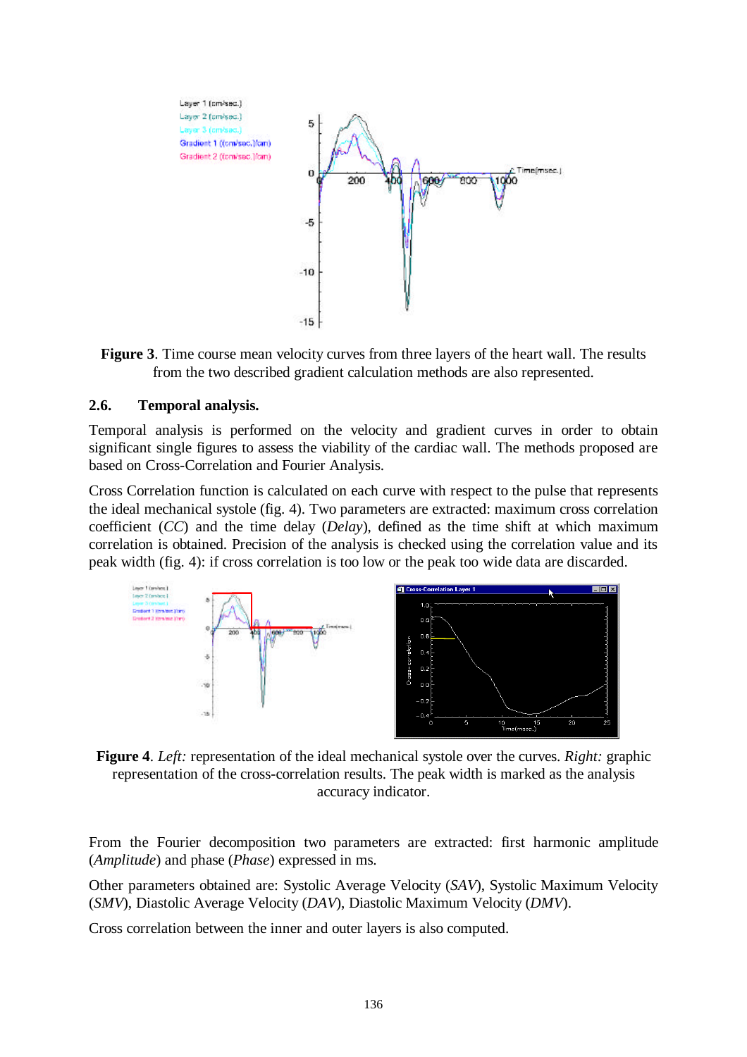**Figure 3**. Time course mean velocity curves from three layers of the heart wall. The results from the two described gradient calculation methods are also represented.

### 2.6. Temporal analysis.

Temporal analysis is performed on the velocity and gradient curves in order to obtain significant single figures to assess the viability of the cardiac wall. The methods proposed are based on Cross-Correlation and Fourier Analysis.

Cross Correlation function is calculated on each curve with respect to the pulse that represents the ideal mechanical systole (fig. 4). Two parameters are extracted: maximum cross correlation coefficient (*CC*) and the time delay (*Delay*), defined as the time shift at which maximum correlation is obtained. Precision of the analysis is checked using the correlation value and its peak width (fig. 4): if cross correlation is too low or the peak too wide data are discarded.

**Figure 4**. *Left:* representation of the ideal mechanical systole over the curves. *Right:* graphic representation of the cross-correlation results. The peak width is marked as the analysis accuracy indicator.

From the Fourier decomposition two parameters are extracted: first harmonic amplitude (*Amplitude*) and phase (*Phase*) expressed in ms.

Other parameters obtained are: Systolic Average Velocity (*SAV*), Systolic Maximum Velocity (*SMV*), Diastolic Average Velocity (*DAV*), Diastolic Maximum Velocity (*DMV*).

Cross correlation between the inner and outer layers is also computed.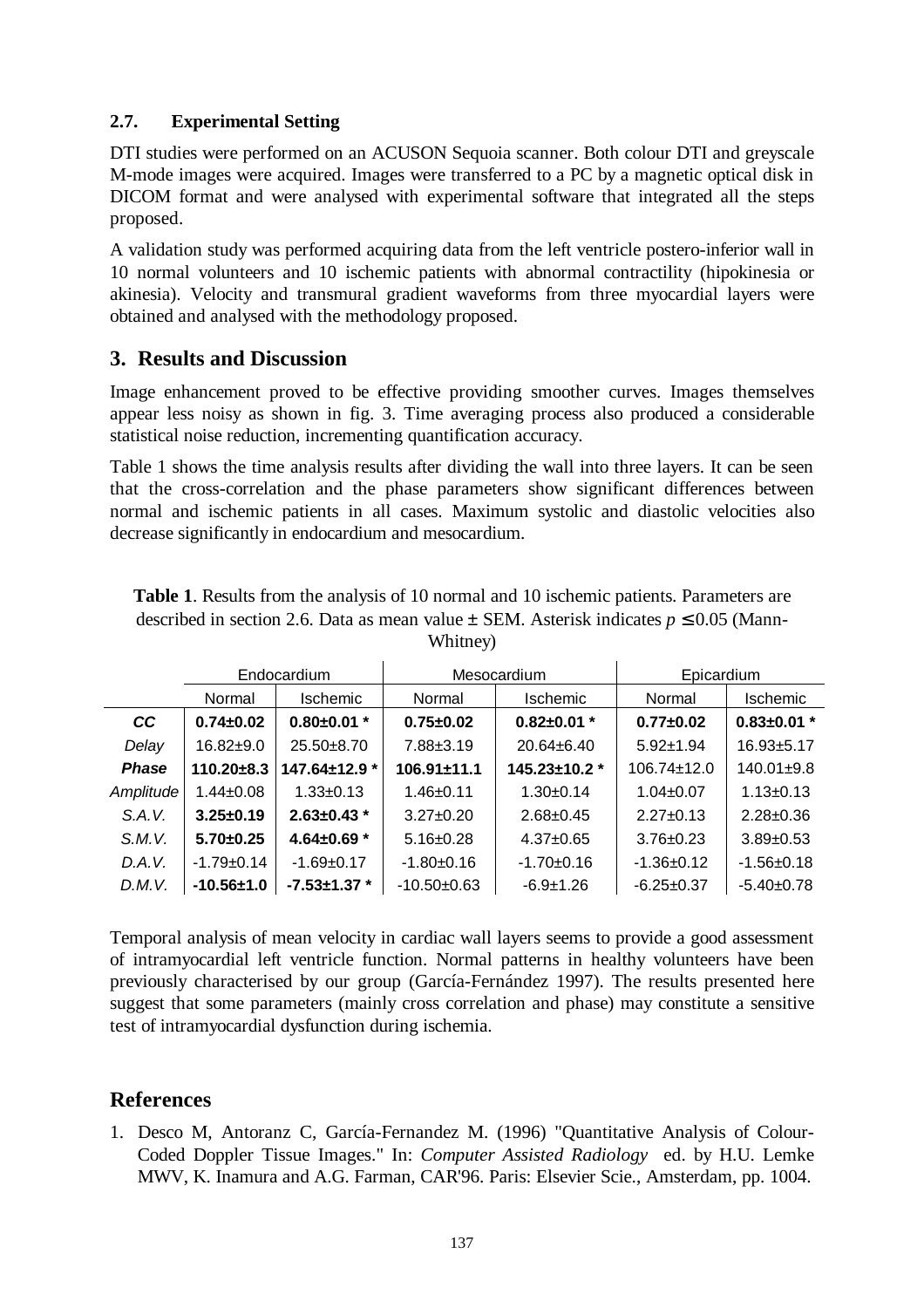### 2.7. Experimental Setting

DTI studies were performed on an ACUSON Sequoia scanner. Both colour DTI and greyscale M-mode images were acquired. Images were transferred to a PC by a magnetic optical disk in DICOM format and were analysed with experimental software that integrated all the steps proposed.

A validation study was performed acquiring data from the left ventricle postero-inferior wall in 10 normal volunteers and 10 ischemic patients with abnormal contractility (hipokinesia or akinesia). Velocity and transmural gradient waveforms from three myocardial layers were obtained and analysed with the methodology proposed.

## 3. Results and Discussion

Image enhancement proved to be effective providing smoother curves. Images themselves appear less noisy as shown in fig. 3. Time averaging process also produced a considerable statistical noise reduction, incrementing quantification accuracy.

Table 1 shows the time analysis results after dividing the wall into three layers. It can be seen that the cross-correlation and the phase parameters show significant differences between normal and ischemic patients in all cases. Maximum systolic and diastolic velocities also decrease significantly in endocardium and mesocardium.

**Table 1**. Results from the analysis of 10 normal and 10 ischemic patients. Parameters are described in section 2.6. Data as mean value ± SEM. Asterisk indicates $p \leq 0.05$ (Mann-Whitney)

| | Endocardium | | Mesocardium | | Epicardium | |
|---|---|---|---|---|---|---|
| | Normal | Ischemic | Normal | Ischemic | Normal | Ischemic |
| ***CC*** | **0.74±0.02** | **0.80±0.01 \*** | **0.75±0.02** | **0.82±0.01 \*** | **0.77±0.02** | **0.83±0.01 \*** |
| *Delay* | 16.82±9.0 | 25.50±8.70 | 7.88±3.19 | 20.64±6.40 | 5.92±1.94 | 16.93±5.17 |
| ***Phase*** | **110.20±8.3** | **147.64±12.9 \*** | **106.91±11.1** | **145.23±10.2 \*** | 106.74±12.0 | 140.01±9.8 |
| *Amplitude* | 1.44±0.08 | 1.33±0.13 | 1.46±0.11 | 1.30±0.14 | 1.04±0.07 | 1.13±0.13 |
| *S.A.V.* | **3.25±0.19** | **2.63±0.43 \*** | 3.27±0.20 | 2.68±0.45 | 2.27±0.13 | 2.28±0.36 |
| *S.M.V.* | **5.70±0.25** | **4.64±0.69 \*** | 5.16±0.28 | 4.37±0.65 | 3.76±0.23 | 3.89±0.53 |
| *D.A.V.* | -1.79±0.14 | -1.69±0.17 | -1.80±0.16 | -1.70±0.16 | -1.36±0.12 | -1.56±0.18 |
| *D.M.V.* | **-10.56±1.0** | **-7.53±1.37 \*** | -10.50±0.63 | -6.9±1.26 | -6.25±0.37 | -5.40±0.78 |

Temporal analysis of mean velocity in cardiac wall layers seems to provide a good assessment of intramyocardial left ventricle function. Normal patterns in healthy volunteers have been previously characterised by our group (García-Fernández 1997). The results presented here suggest that some parameters (mainly cross correlation and phase) may constitute a sensitive test of intramyocardial dysfunction during ischemia.

## References

1. Desco M, Antoranz C, García-Fernandez M. (1996) "Quantitative Analysis of Colour-Coded Doppler Tissue Images." In: *Computer Assisted Radiology* ed. by H.U. Lemke MWV, K. Inamura and A.G. Farman, CAR'96. Paris: Elsevier Scie., Amsterdam, pp. 1004.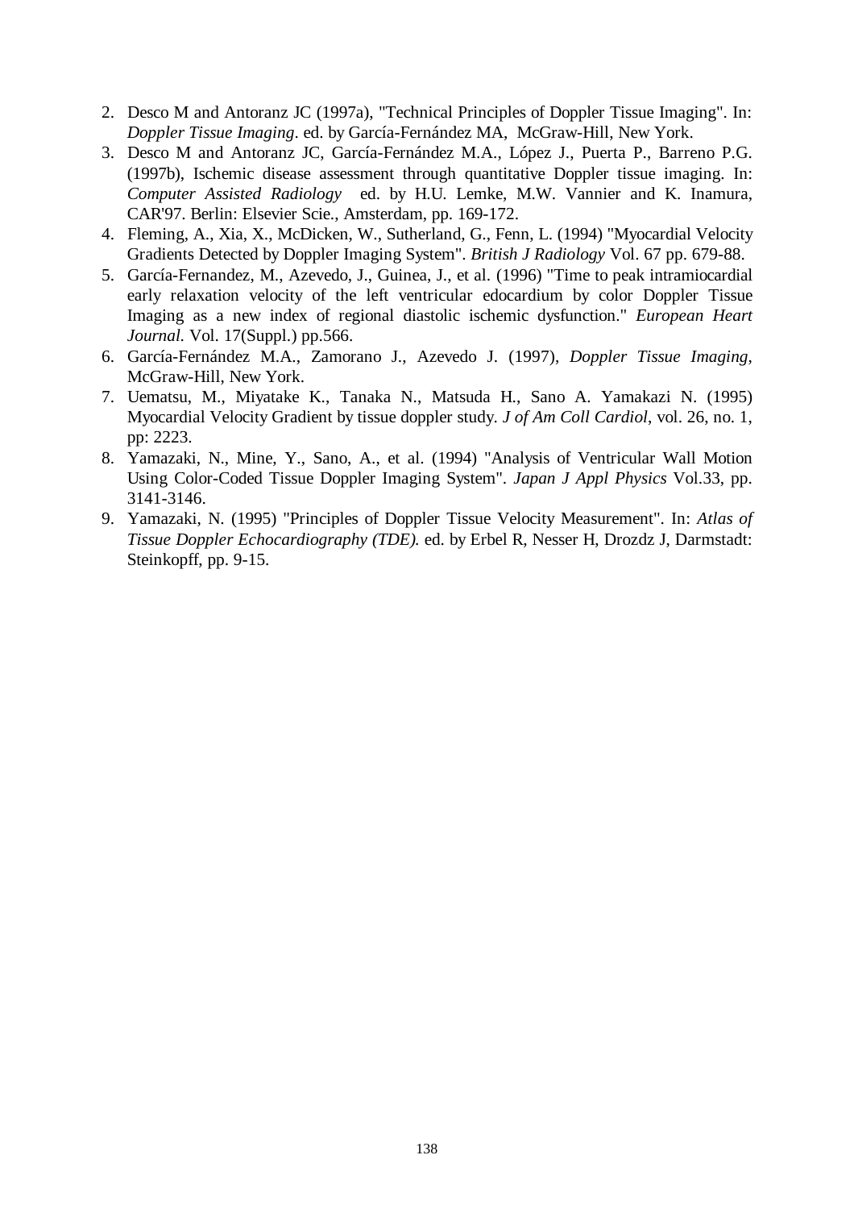2. Desco M and Antoranz JC (1997a), "Technical Principles of Doppler Tissue Imaging". In: *Doppler Tissue Imaging*. ed. by García-Fernández MA, McGraw-Hill, New York.
3. Desco M and Antoranz JC, García-Fernández M.A., López J., Puerta P., Barreno P.G. (1997b), Ischemic disease assessment through quantitative Doppler tissue imaging. In: *Computer Assisted Radiology* ed. by H.U. Lemke, M.W. Vannier and K. Inamura, CAR'97. Berlin: Elsevier Scie., Amsterdam, pp. 169-172.
4. Fleming, A., Xia, X., McDicken, W., Sutherland, G., Fenn, L. (1994) "Myocardial Velocity Gradients Detected by Doppler Imaging System". *British J Radiology* Vol. 67 pp. 679-88.
5. García-Fernandez, M., Azevedo, J., Guinea, J., et al. (1996) "Time to peak intramiocardial early relaxation velocity of the left ventricular edocardium by color Doppler Tissue Imaging as a new index of regional diastolic ischemic dysfunction." *European Heart Journal.* Vol. 17(Suppl.) pp.566.
6. García-Fernández M.A., Zamorano J., Azevedo J. (1997), *Doppler Tissue Imaging*, McGraw-Hill, New York.
7. Uematsu, M., Miyatake K., Tanaka N., Matsuda H., Sano A. Yamakazi N. (1995) Myocardial Velocity Gradient by tissue doppler study. *J of Am Coll Cardiol*, vol. 26, no. 1, pp: 2223.
8. Yamazaki, N., Mine, Y., Sano, A., et al. (1994) "Analysis of Ventricular Wall Motion Using Color-Coded Tissue Doppler Imaging System". *Japan J Appl Physics* Vol.33, pp. 3141-3146.
9. Yamazaki, N. (1995) "Principles of Doppler Tissue Velocity Measurement". In: *Atlas of Tissue Doppler Echocardiography (TDE).* ed. by Erbel R, Nesser H, Drozdz J, Darmstadt: Steinkopff, pp. 9-15.